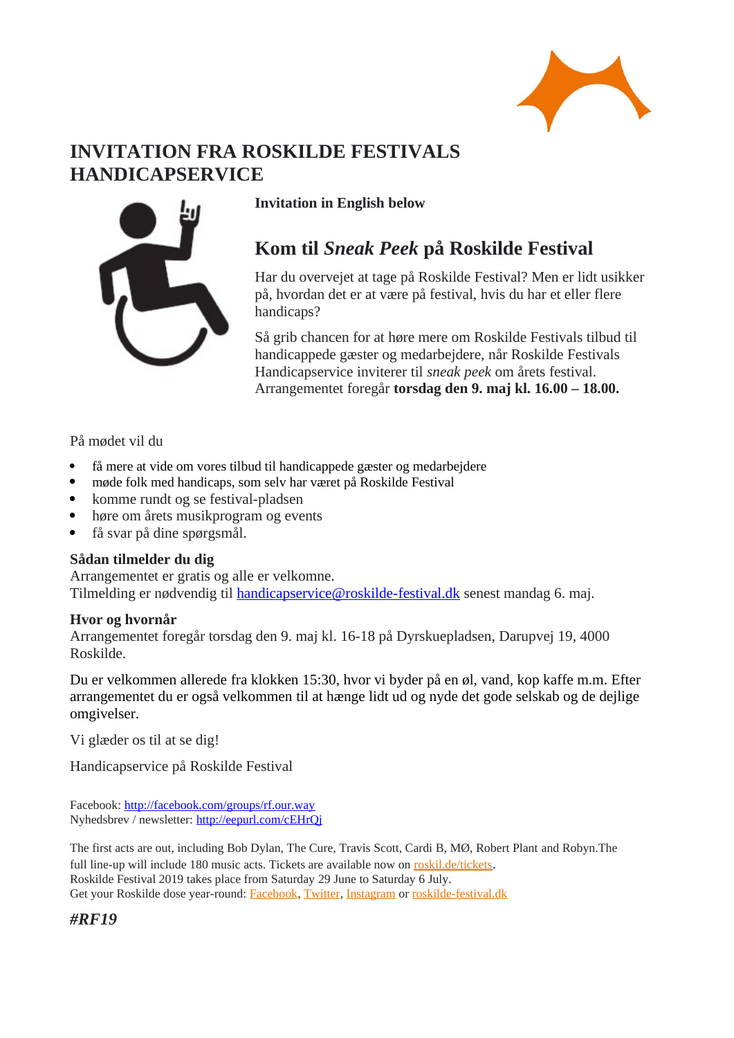# INVITATION FRA ROSKILDE FESTIVALS HANDICAPSERVICE

**Invitation in English below**

## Kom til *Sneak Peek* på Roskilde Festival

Har du overvejet at tage på Roskilde Festival? Men er lidt usikker på, hvordan det er at være på festival, hvis du har et eller flere handicaps?

Så grib chancen for at høre mere om Roskilde Festivals tilbud til handicappede gæster og medarbejdere, når Roskilde Festivals Handicapservice inviterer til *sneak peek* om årets festival. Arrangementet foregår **torsdag den 9. maj kl. 16.00 – 18.00.**

På mødet vil du

- få mere at vide om vores tilbud til handicappede gæster og medarbejdere
- møde folk med handicaps, som selv har været på Roskilde Festival
- komme rundt og se festival-pladsen
- høre om årets musikprogram og events
- få svar på dine spørgsmål.

**Sådan tilmelder du dig**
Arrangementet er gratis og alle er velkomne.
Tilmelding er nødvendig til handicapservice@roskilde-festival.dk senest mandag 6. maj.

**Hvor og hvornår**
Arrangementet foregår torsdag den 9. maj kl. 16-18 på Dyrskuepladsen, Darupvej 19, 4000 Roskilde.

Du er velkommen allerede fra klokken 15:30, hvor vi byder på en øl, vand, kop kaffe m.m. Efter arrangementet du er også velkommen til at hænge lidt ud og nyde det gode selskab og de dejlige omgivelser.

Vi glæder os til at se dig!

Handicapservice på Roskilde Festival

Facebook: http://facebook.com/groups/rf.our.way
Nyhedsbrev / newsletter: http://eepurl.com/cEHrQj

The first acts are out, including Bob Dylan, The Cure, Travis Scott, Cardi B, MØ, Robert Plant and Robyn.The full line-up will include 180 music acts. Tickets are available now on roskil.de/tickets.
Roskilde Festival 2019 takes place from Saturday 29 June to Saturday 6 July.
Get your Roskilde dose year-round: Facebook, Twitter, Instagram or roskilde-festival.dk

***#RF19***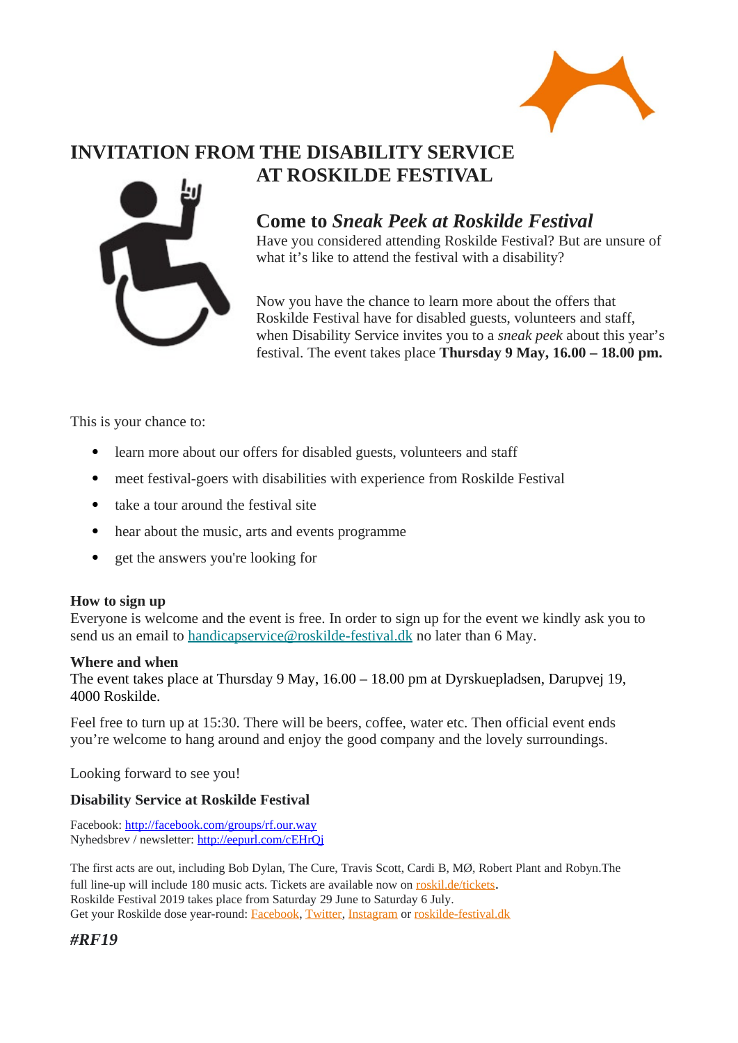# INVITATION FROM THE DISABILITY SERVICE AT ROSKILDE FESTIVAL

## Come to *Sneak Peek at Roskilde Festival*

Have you considered attending Roskilde Festival? But are unsure of what it's like to attend the festival with a disability?

Now you have the chance to learn more about the offers that Roskilde Festival have for disabled guests, volunteers and staff, when Disability Service invites you to a *sneak peek* about this year's festival. The event takes place **Thursday 9 May, 16.00 – 18.00 pm.**

This is your chance to:

- learn more about our offers for disabled guests, volunteers and staff
- meet festival-goers with disabilities with experience from Roskilde Festival
- take a tour around the festival site
- hear about the music, arts and events programme
- get the answers you're looking for

**How to sign up**
Everyone is welcome and the event is free. In order to sign up for the event we kindly ask you to send us an email to handicapservice@roskilde-festival.dk no later than 6 May.

**Where and when**
The event takes place at Thursday 9 May, 16.00 – 18.00 pm at Dyrskuepladsen, Darupvej 19, 4000 Roskilde.

Feel free to turn up at 15:30. There will be beers, coffee, water etc. Then official event ends you're welcome to hang around and enjoy the good company and the lovely surroundings.

Looking forward to see you!

**Disability Service at Roskilde Festival**

Facebook: http://facebook.com/groups/rf.our.way
Nyhedsbrev / newsletter: http://eepurl.com/cEHrQj

The first acts are out, including Bob Dylan, The Cure, Travis Scott, Cardi B, MØ, Robert Plant and Robyn.The full line-up will include 180 music acts. Tickets are available now on roskil.de/tickets.
Roskilde Festival 2019 takes place from Saturday 29 June to Saturday 6 July.
Get your Roskilde dose year-round: Facebook, Twitter, Instagram or roskilde-festival.dk

***#RF19***